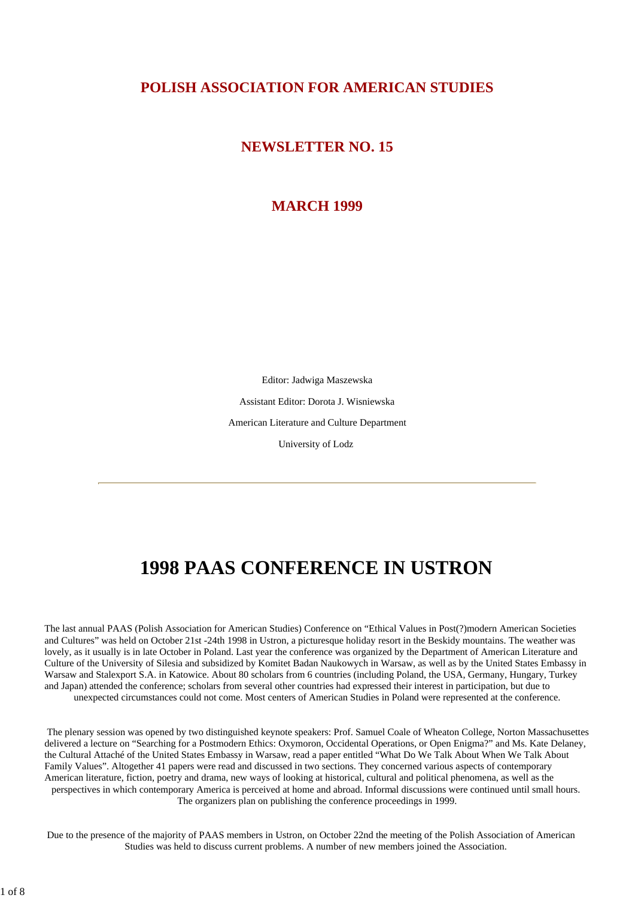# POLISH ASSOCIATION FOR AMERICAN STUDIES

## NEWSLETTER NO. 15

## MARCH 1999

Editor: Jadwiga Maszewska

Assistant Editor: Dorota J. Wisniewska

American Literature and Culture Department

University of Lodz

---

# 1998 PAAS CONFERENCE IN USTRON

The last annual PAAS (Polish Association for American Studies) Conference on "Ethical Values in Post(?)modern American Societies and Cultures" was held on October 21st -24th 1998 in Ustron, a picturesque holiday resort in the Beskidy mountains. The weather was lovely, as it usually is in late October in Poland. Last year the conference was organized by the Department of American Literature and Culture of the University of Silesia and subsidized by Komitet Badan Naukowych in Warsaw, as well as by the United States Embassy in Warsaw and Stalexport S.A. in Katowice. About 80 scholars from 6 countries (including Poland, the USA, Germany, Hungary, Turkey and Japan) attended the conference; scholars from several other countries had expressed their interest in participation, but due to unexpected circumstances could not come. Most centers of American Studies in Poland were represented at the conference.

The plenary session was opened by two distinguished keynote speakers: Prof. Samuel Coale of Wheaton College, Norton Massachusettes delivered a lecture on "Searching for a Postmodern Ethics: Oxymoron, Occidental Operations, or Open Enigma?" and Ms. Kate Delaney, the Cultural Attaché of the United States Embassy in Warsaw, read a paper entitled "What Do We Talk About When We Talk About Family Values". Altogether 41 papers were read and discussed in two sections. They concerned various aspects of contemporary American literature, fiction, poetry and drama, new ways of looking at historical, cultural and political phenomena, as well as the perspectives in which contemporary America is perceived at home and abroad. Informal discussions were continued until small hours. The organizers plan on publishing the conference proceedings in 1999.

Due to the presence of the majority of PAAS members in Ustron, on October 22nd the meeting of the Polish Association of American Studies was held to discuss current problems. A number of new members joined the Association.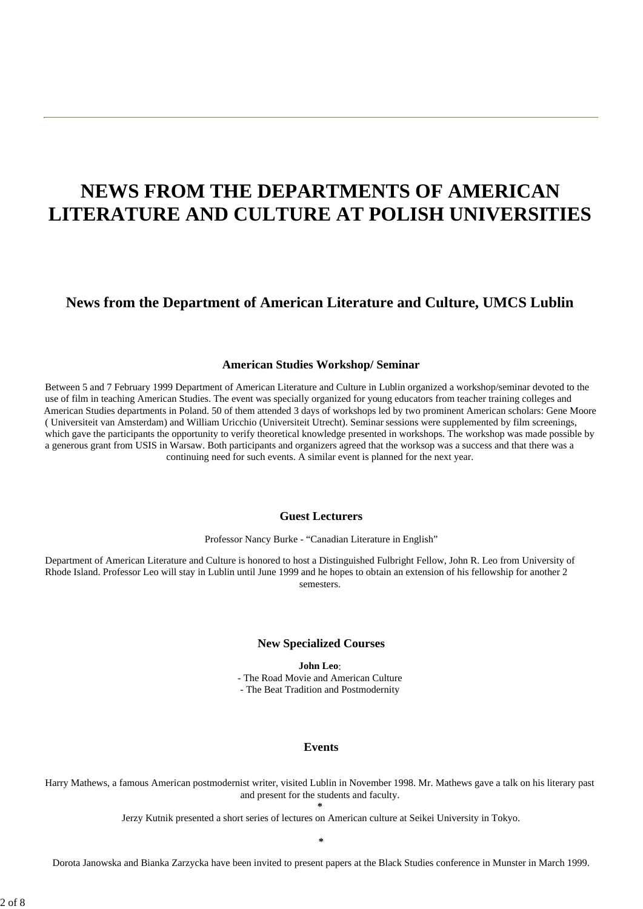# NEWS FROM THE DEPARTMENTS OF AMERICAN LITERATURE AND CULTURE AT POLISH UNIVERSITIES

## News from the Department of American Literature and Culture, UMCS Lublin

### American Studies Workshop/ Seminar

Between 5 and 7 February 1999 Department of American Literature and Culture in Lublin organized a workshop/seminar devoted to the use of film in teaching American Studies. The event was specially organized for young educators from teacher training colleges and American Studies departments in Poland. 50 of them attended 3 days of workshops led by two prominent American scholars: Gene Moore ( Universiteit van Amsterdam) and William Uricchio (Universiteit Utrecht). Seminar sessions were supplemented by film screenings, which gave the participants the opportunity to verify theoretical knowledge presented in workshops. The workshop was made possible by a generous grant from USIS in Warsaw. Both participants and organizers agreed that the worksop was a success and that there was a continuing need for such events. A similar event is planned for the next year.

### Guest Lecturers

Professor Nancy Burke - "Canadian Literature in English"

Department of American Literature and Culture is honored to host a Distinguished Fulbright Fellow, John R. Leo from University of Rhode Island. Professor Leo will stay in Lublin until June 1999 and he hopes to obtain an extension of his fellowship for another 2 semesters.

### New Specialized Courses

**John Leo**:
- The Road Movie and American Culture
- The Beat Tradition and Postmodernity

### Events

Harry Mathews, a famous American postmodernist writer, visited Lublin in November 1998. Mr. Mathews gave a talk on his literary past and present for the students and faculty.

*

Jerzy Kutnik presented a short series of lectures on American culture at Seikei University in Tokyo.

*

Dorota Janowska and Bianka Zarzycka have been invited to present papers at the Black Studies conference in Munster in March 1999.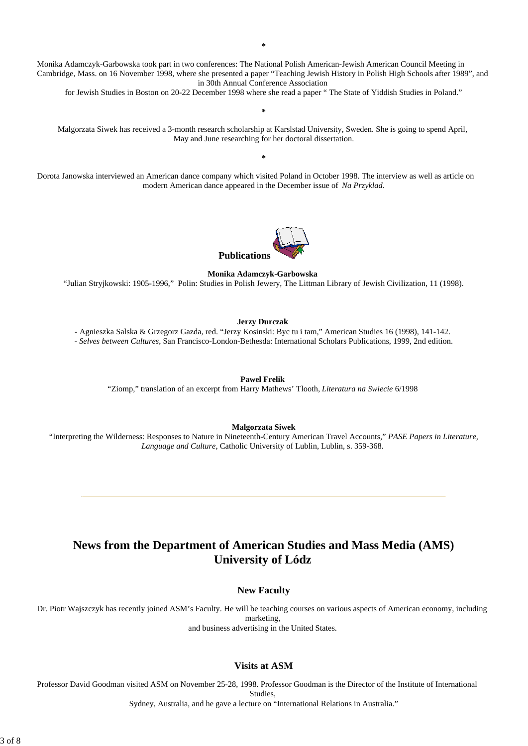*

Monika Adamczyk-Garbowska took part in two conferences: The National Polish American-Jewish American Council Meeting in Cambridge, Mass. on 16 November 1998, where she presented a paper "Teaching Jewish History in Polish High Schools after 1989", and in 30th Annual Conference Association for Jewish Studies in Boston on 20-22 December 1998 where she read a paper " The State of Yiddish Studies in Poland."

*

Malgorzata Siwek has received a 3-month research scholarship at Karslstad University, Sweden. She is going to spend April, May and June researching for her doctoral dissertation.

*

Dorota Janowska interviewed an American dance company which visited Poland in October 1998. The interview as well as article on modern American dance appeared in the December issue of *Na Przyklad*.

### Publications

**Monika Adamczyk-Garbowska**

"Julian Stryjkowski: 1905-1996," Polin: Studies in Polish Jewery, The Littman Library of Jewish Civilization, 11 (1998).

**Jerzy Durczak**

- Agnieszka Salska & Grzegorz Gazda, red. "Jerzy Kosinski: Byc tu i tam," American Studies 16 (1998), 141-142.
- *Selves between Cultures*, San Francisco-London-Bethesda: International Scholars Publications, 1999, 2nd edition.

**Pawel Frelik**

"Ziomp," translation of an excerpt from Harry Mathews' Tlooth, *Literatura na Swiecie* 6/1998

**Malgorzata Siwek**

"Interpreting the Wilderness: Responses to Nature in Nineteenth-Century American Travel Accounts," *PASE Papers in Literature, Language and Culture*, Catholic University of Lublin, Lublin, s. 359-368.

---

## News from the Department of American Studies and Mass Media (AMS) University of Lódz

### New Faculty

Dr. Piotr Wajszczyk has recently joined ASM's Faculty. He will be teaching courses on various aspects of American economy, including marketing, and business advertising in the United States.

### Visits at ASM

Professor David Goodman visited ASM on November 25-28, 1998. Professor Goodman is the Director of the Institute of International Studies, Sydney, Australia, and he gave a lecture on "International Relations in Australia."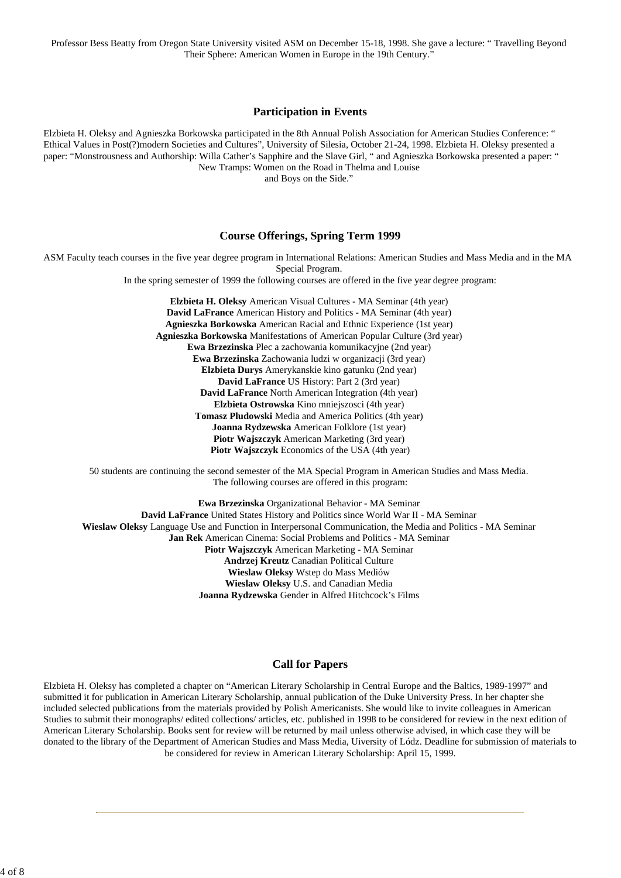Professor Bess Beatty from Oregon State University visited ASM on December 15-18, 1998. She gave a lecture: " Travelling Beyond Their Sphere: American Women in Europe in the 19th Century."

### Participation in Events

Elzbieta H. Oleksy and Agnieszka Borkowska participated in the 8th Annual Polish Association for American Studies Conference: " Ethical Values in Post(?)modern Societies and Cultures", University of Silesia, October 21-24, 1998. Elzbieta H. Oleksy presented a paper: "Monstrousness and Authorship: Willa Cather's Sapphire and the Slave Girl, " and Agnieszka Borkowska presented a paper: " New Tramps: Women on the Road in Thelma and Louise and Boys on the Side."

### Course Offerings, Spring Term 1999

ASM Faculty teach courses in the five year degree program in International Relations: American Studies and Mass Media and in the MA Special Program.
In the spring semester of 1999 the following courses are offered in the five year degree program:

**Elzbieta H. Oleksy** American Visual Cultures - MA Seminar (4th year)
**David LaFrance** American History and Politics - MA Seminar (4th year)
**Agnieszka Borkowska** American Racial and Ethnic Experience (1st year)
**Agnieszka Borkowska** Manifestations of American Popular Culture (3rd year)
**Ewa Brzezinska** Plec a zachowania komunikacyjne (2nd year)
**Ewa Brzezinska** Zachowania ludzi w organizacji (3rd year)
**Elzbieta Durys** Amerykanskie kino gatunku (2nd year)
**David LaFrance** US History: Part 2 (3rd year)
**David LaFrance** North American Integration (4th year)
**Elzbieta Ostrowska** Kino mniejszosci (4th year)
**Tomasz Pludowski** Media and America Politics (4th year)
**Joanna Rydzewska** American Folklore (1st year)
**Piotr Wajszczyk** American Marketing (3rd year)
**Piotr Wajszczyk** Economics of the USA (4th year)

50 students are continuing the second semester of the MA Special Program in American Studies and Mass Media.
The following courses are offered in this program:

**Ewa Brzezinska** Organizational Behavior - MA Seminar
**David LaFrance** United States History and Politics since World War II - MA Seminar
**Wieslaw Oleksy** Language Use and Function in Interpersonal Communication, the Media and Politics - MA Seminar
**Jan Rek** American Cinema: Social Problems and Politics - MA Seminar
**Piotr Wajszczyk** American Marketing - MA Seminar
**Andrzej Kreutz** Canadian Political Culture
**Wieslaw Oleksy** Wstep do Mass Mediów
**Wieslaw Oleksy** U.S. and Canadian Media
**Joanna Rydzewska** Gender in Alfred Hitchcock's Films

### Call for Papers

Elzbieta H. Oleksy has completed a chapter on "American Literary Scholarship in Central Europe and the Baltics, 1989-1997" and submitted it for publication in American Literary Scholarship, annual publication of the Duke University Press. In her chapter she included selected publications from the materials provided by Polish Americanists. She would like to invite colleagues in American Studies to submit their monographs/ edited collections/ articles, etc. published in 1998 to be considered for review in the next edition of American Literary Scholarship. Books sent for review will be returned by mail unless otherwise advised, in which case they will be donated to the library of the Department of American Studies and Mass Media, Uiversity of Lódz. Deadline for submission of materials to be considered for review in American Literary Scholarship: April 15, 1999.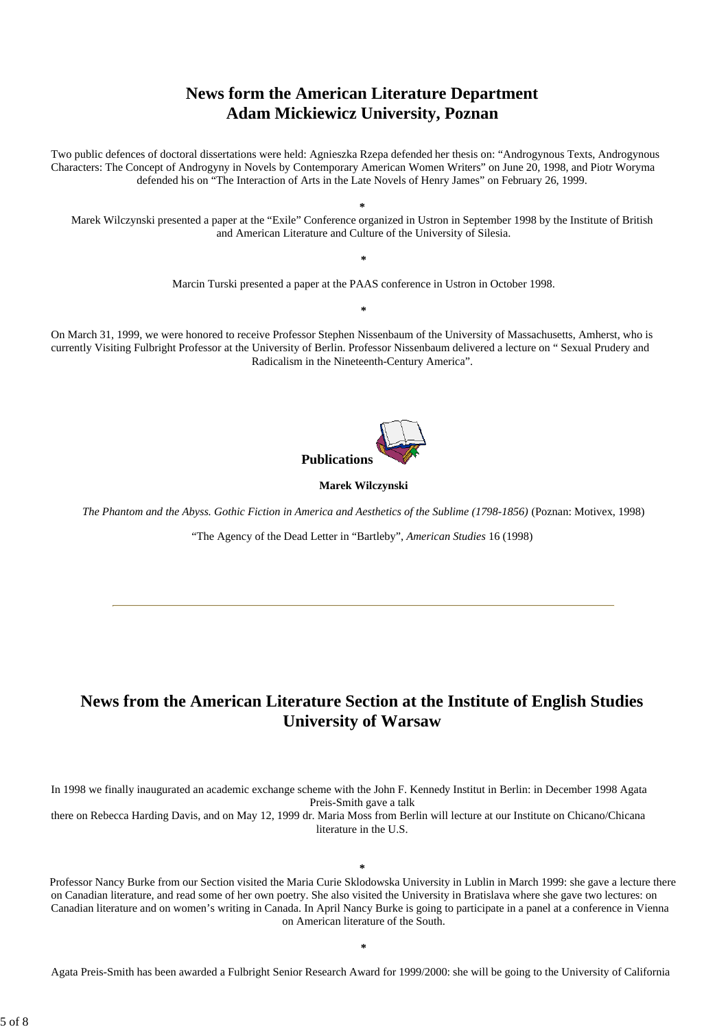## News form the American Literature Department
## Adam Mickiewicz University, Poznan

Two public defences of doctoral dissertations were held: Agnieszka Rzepa defended her thesis on: "Androgynous Texts, Androgynous Characters: The Concept of Androgyny in Novels by Contemporary American Women Writers" on June 20, 1998, and Piotr Woryma defended his on "The Interaction of Arts in the Late Novels of Henry James" on February 26, 1999.

*

Marek Wilczynski presented a paper at the "Exile" Conference organized in Ustron in September 1998 by the Institute of British and American Literature and Culture of the University of Silesia.

*

Marcin Turski presented a paper at the PAAS conference in Ustron in October 1998.

*

On March 31, 1999, we were honored to receive Professor Stephen Nissenbaum of the University of Massachusetts, Amherst, who is currently Visiting Fulbright Professor at the University of Berlin. Professor Nissenbaum delivered a lecture on " Sexual Prudery and Radicalism in the Nineteenth-Century America".

**Publications**

**Marek Wilczynski**

*The Phantom and the Abyss. Gothic Fiction in America and Aesthetics of the Sublime (1798-1856)* (Poznan: Motivex, 1998)

"The Agency of the Dead Letter in "Bartleby", *American Studies* 16 (1998)

---

## News from the American Literature Section at the Institute of English Studies
## University of Warsaw

In 1998 we finally inaugurated an academic exchange scheme with the John F. Kennedy Institut in Berlin: in December 1998 Agata Preis-Smith gave a talk there on Rebecca Harding Davis, and on May 12, 1999 dr. Maria Moss from Berlin will lecture at our Institute on Chicano/Chicana literature in the U.S.

*

Professor Nancy Burke from our Section visited the Maria Curie Sklodowska University in Lublin in March 1999: she gave a lecture there on Canadian literature, and read some of her own poetry. She also visited the University in Bratislava where she gave two lectures: on Canadian literature and on women's writing in Canada. In April Nancy Burke is going to participate in a panel at a conference in Vienna on American literature of the South.

*

Agata Preis-Smith has been awarded a Fulbright Senior Research Award for 1999/2000: she will be going to the University of California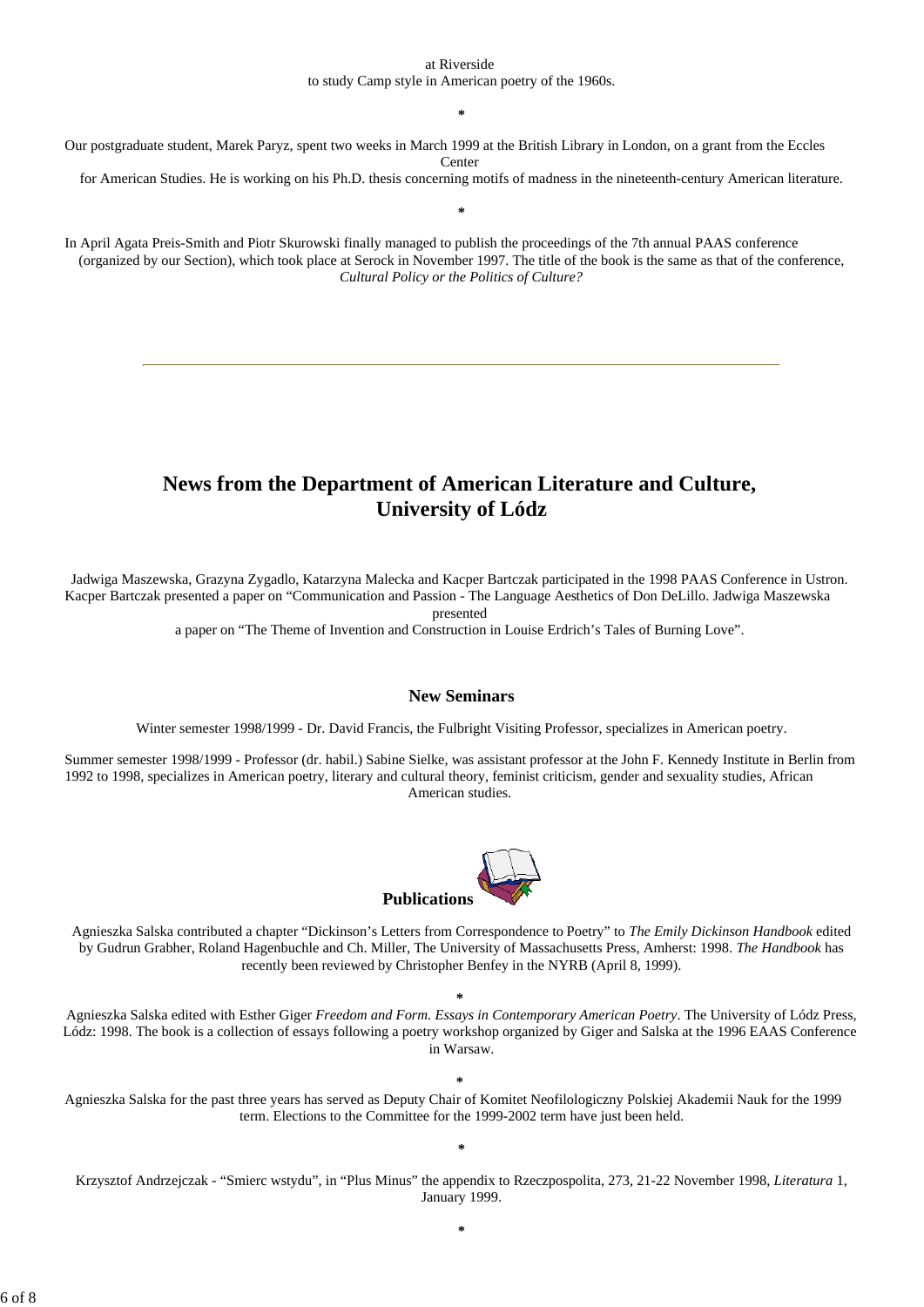at Riverside
to study Camp style in American poetry of the 1960s.

*

Our postgraduate student, Marek Paryz, spent two weeks in March 1999 at the British Library in London, on a grant from the Eccles Center for American Studies. He is working on his Ph.D. thesis concerning motifs of madness in the nineteenth-century American literature.

*

In April Agata Preis-Smith and Piotr Skurowski finally managed to publish the proceedings of the 7th annual PAAS conference (organized by our Section), which took place at Serock in November 1997. The title of the book is the same as that of the conference, *Cultural Policy or the Politics of Culture?*

---

## News from the Department of American Literature and Culture, University of Lódz

Jadwiga Maszewska, Grazyna Zygadlo, Katarzyna Malecka and Kacper Bartczak participated in the 1998 PAAS Conference in Ustron. Kacper Bartczak presented a paper on “Communication and Passion - The Language Aesthetics of Don DeLillo. Jadwiga Maszewska presented a paper on “The Theme of Invention and Construction in Louise Erdrich’s Tales of Burning Love”.

### New Seminars

Winter semester 1998/1999 - Dr. David Francis, the Fulbright Visiting Professor, specializes in American poetry.

Summer semester 1998/1999 - Professor (dr. habil.) Sabine Sielke, was assistant professor at the John F. Kennedy Institute in Berlin from 1992 to 1998, specializes in American poetry, literary and cultural theory, feminist criticism, gender and sexuality studies, African American studies.

### Publications

Agnieszka Salska contributed a chapter “Dickinson’s Letters from Correspondence to Poetry” to *The Emily Dickinson Handbook* edited by Gudrun Grabher, Roland Hagenbuchle and Ch. Miller, The University of Massachusetts Press, Amherst: 1998. *The Handbook* has recently been reviewed by Christopher Benfey in the NYRB (April 8, 1999).

*

Agnieszka Salska edited with Esther Giger *Freedom and Form. Essays in Contemporary American Poetry*. The University of Lódz Press, Lódz: 1998. The book is a collection of essays following a poetry workshop organized by Giger and Salska at the 1996 EAAS Conference in Warsaw.

*

Agnieszka Salska for the past three years has served as Deputy Chair of Komitet Neofilologiczny Polskiej Akademii Nauk for the 1999 term. Elections to the Committee for the 1999-2002 term have just been held.

*

Krzysztof Andrzejczak - “Smierc wstydu”, in “Plus Minus” the appendix to Rzeczpospolita, 273, 21-22 November 1998, *Literatura* 1, January 1999.

*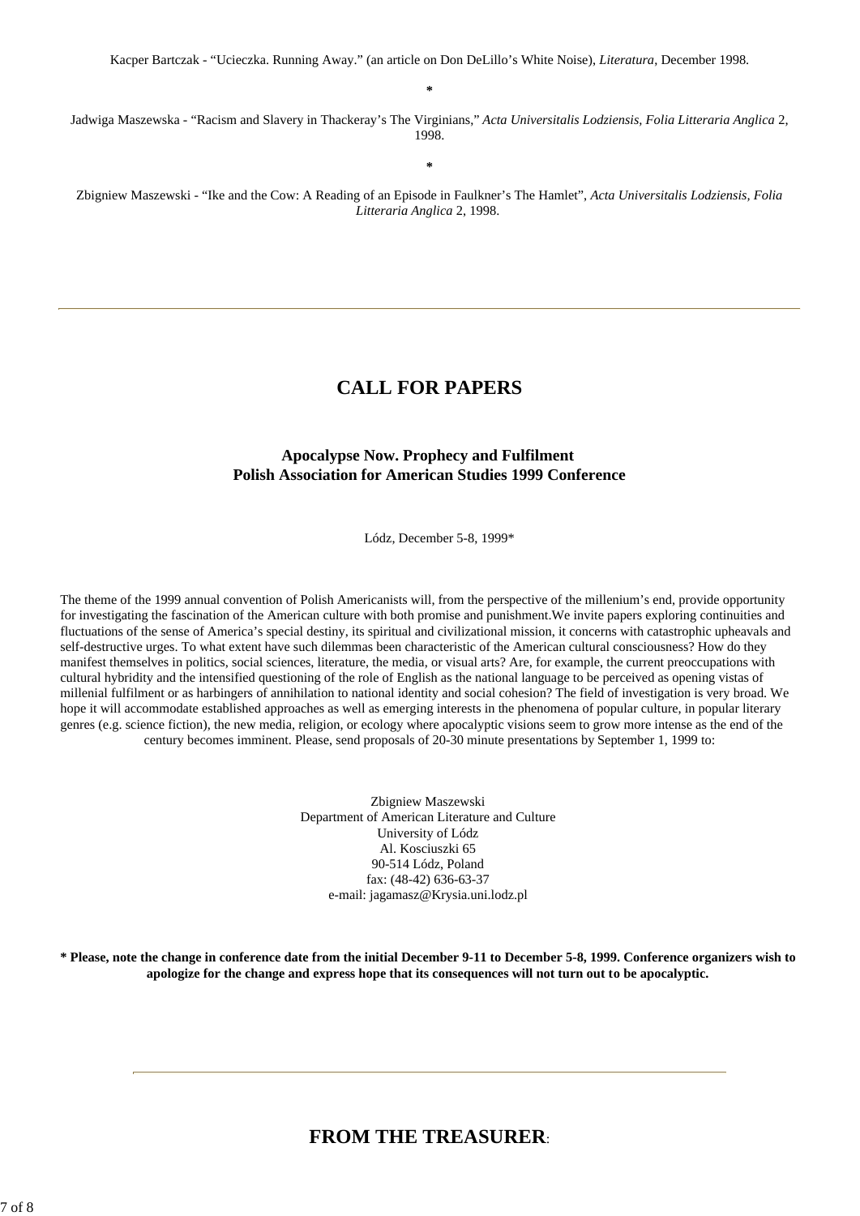Kacper Bartczak - "Ucieczka. Running Away." (an article on Don DeLillo's White Noise), *Literatura*, December 1998.

*

Jadwiga Maszewska - "Racism and Slavery in Thackeray's The Virginians," *Acta Universitalis Lodziensis, Folia Litteraria Anglica* 2, 1998.

*

Zbigniew Maszewski - "Ike and the Cow: A Reading of an Episode in Faulkner's The Hamlet", *Acta Universitalis Lodziensis, Folia Litteraria Anglica* 2, 1998.

---

## CALL FOR PAPERS

### Apocalypse Now. Prophecy and Fulfilment
### Polish Association for American Studies 1999 Conference

Lódz, December 5-8, 1999*

The theme of the 1999 annual convention of Polish Americanists will, from the perspective of the millenium's end, provide opportunity for investigating the fascination of the American culture with both promise and punishment.We invite papers exploring continuities and fluctuations of the sense of America's special destiny, its spiritual and civilizational mission, it concerns with catastrophic upheavals and self-destructive urges. To what extent have such dilemmas been characteristic of the American cultural consciousness? How do they manifest themselves in politics, social sciences, literature, the media, or visual arts? Are, for example, the current preoccupations with cultural hybridity and the intensified questioning of the role of English as the national language to be perceived as opening vistas of millenial fulfilment or as harbingers of annihilation to national identity and social cohesion? The field of investigation is very broad. We hope it will accommodate established approaches as well as emerging interests in the phenomena of popular culture, in popular literary genres (e.g. science fiction), the new media, religion, or ecology where apocalyptic visions seem to grow more intense as the end of the century becomes imminent. Please, send proposals of 20-30 minute presentations by September 1, 1999 to:

Zbigniew Maszewski
Department of American Literature and Culture
University of Lódz
Al. Kosciuszki 65
90-514 Lódz, Poland
fax: (48-42) 636-63-37
e-mail: jagamasz@Krysia.uni.lodz.pl

**\* Please, note the change in conference date from the initial December 9-11 to December 5-8, 1999. Conference organizers wish to apologize for the change and express hope that its consequences will not turn out to be apocalyptic.**

---

## FROM THE TREASURER: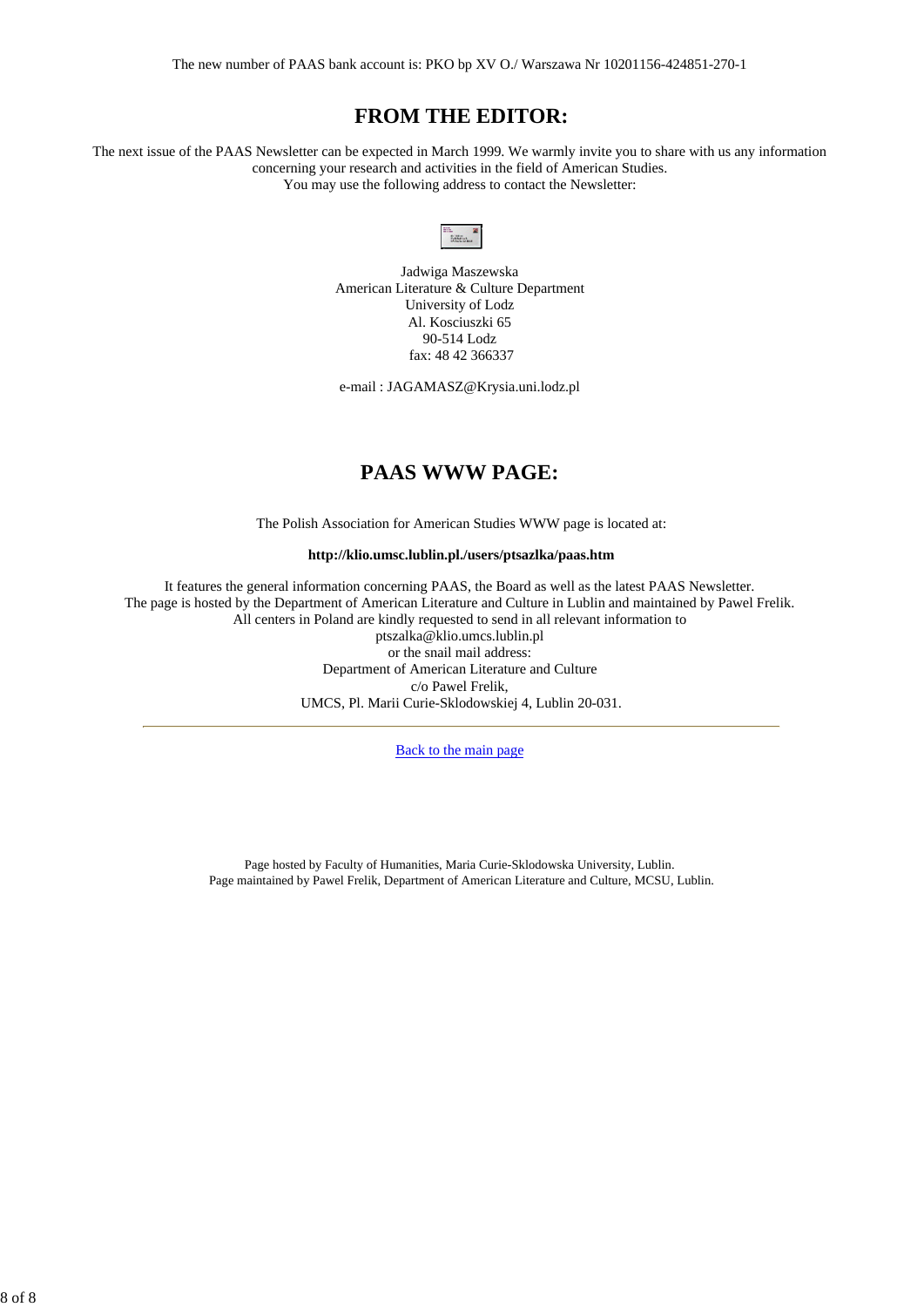The new number of PAAS bank account is: PKO bp XV O./ Warszawa Nr 10201156-424851-270-1

## FROM THE EDITOR:

The next issue of the PAAS Newsletter can be expected in March 1999. We warmly invite you to share with us any information concerning your research and activities in the field of American Studies.
You may use the following address to contact the Newsletter:

Jadwiga Maszewska
American Literature & Culture Department
University of Lodz
Al. Kosciuszki 65
90-514 Lodz
fax: 48 42 366337

e-mail : JAGAMASZ@Krysia.uni.lodz.pl

## PAAS WWW PAGE:

The Polish Association for American Studies WWW page is located at:

**http://klio.umsc.lublin.pl./users/ptsazlka/paas.htm**

It features the general information concerning PAAS, the Board as well as the latest PAAS Newsletter.
The page is hosted by the Department of American Literature and Culture in Lublin and maintained by Pawel Frelik.
All centers in Poland are kindly requested to send in all relevant information to
ptszalka@klio.umcs.lublin.pl
or the snail mail address:
Department of American Literature and Culture
c/o Pawel Frelik,
UMCS, Pl. Marii Curie-Sklodowskiej 4, Lublin 20-031.

---

Back to the main page

Page hosted by Faculty of Humanities, Maria Curie-Sklodowska University, Lublin.
Page maintained by Pawel Frelik, Department of American Literature and Culture, MCSU, Lublin.